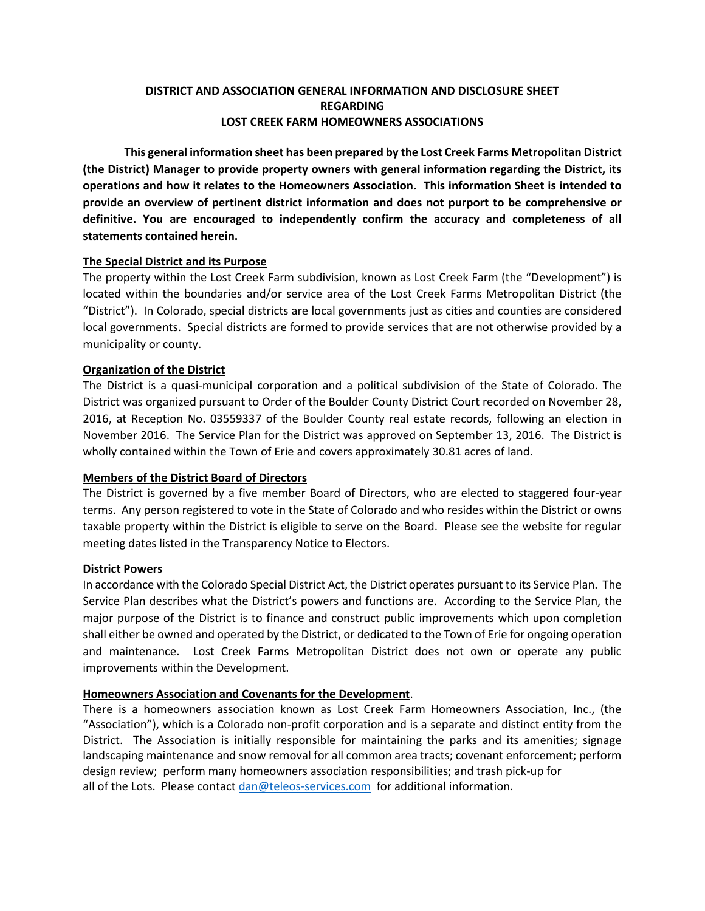**DISTRICT AND ASSOCIATION GENERAL INFORMATION AND DISCLOSURE SHEET**
**REGARDING**
**LOST CREEK FARM HOMEOWNERS ASSOCIATIONS**

**This general information sheet has been prepared by the Lost Creek Farms Metropolitan District (the District) Manager to provide property owners with general information regarding the District, its operations and how it relates to the Homeowners Association. This information Sheet is intended to provide an overview of pertinent district information and does not purport to be comprehensive or definitive. You are encouraged to independently confirm the accuracy and completeness of all statements contained herein.**

**The Special District and its Purpose**

The property within the Lost Creek Farm subdivision, known as Lost Creek Farm (the "Development") is located within the boundaries and/or service area of the Lost Creek Farms Metropolitan District (the "District"). In Colorado, special districts are local governments just as cities and counties are considered local governments. Special districts are formed to provide services that are not otherwise provided by a municipality or county.

**Organization of the District**

The District is a quasi-municipal corporation and a political subdivision of the State of Colorado. The District was organized pursuant to Order of the Boulder County District Court recorded on November 28, 2016, at Reception No. 03559337 of the Boulder County real estate records, following an election in November 2016. The Service Plan for the District was approved on September 13, 2016. The District is wholly contained within the Town of Erie and covers approximately 30.81 acres of land.

**Members of the District Board of Directors**

The District is governed by a five member Board of Directors, who are elected to staggered four-year terms. Any person registered to vote in the State of Colorado and who resides within the District or owns taxable property within the District is eligible to serve on the Board. Please see the website for regular meeting dates listed in the Transparency Notice to Electors.

**District Powers**

In accordance with the Colorado Special District Act, the District operates pursuant to its Service Plan. The Service Plan describes what the District's powers and functions are. According to the Service Plan, the major purpose of the District is to finance and construct public improvements which upon completion shall either be owned and operated by the District, or dedicated to the Town of Erie for ongoing operation and maintenance. Lost Creek Farms Metropolitan District does not own or operate any public improvements within the Development.

**Homeowners Association and Covenants for the Development**.

There is a homeowners association known as Lost Creek Farm Homeowners Association, Inc., (the "Association"), which is a Colorado non-profit corporation and is a separate and distinct entity from the District. The Association is initially responsible for maintaining the parks and its amenities; signage landscaping maintenance and snow removal for all common area tracts; covenant enforcement; perform design review; perform many homeowners association responsibilities; and trash pick-up for all of the Lots. Please contact dan@teleos-services.com for additional information.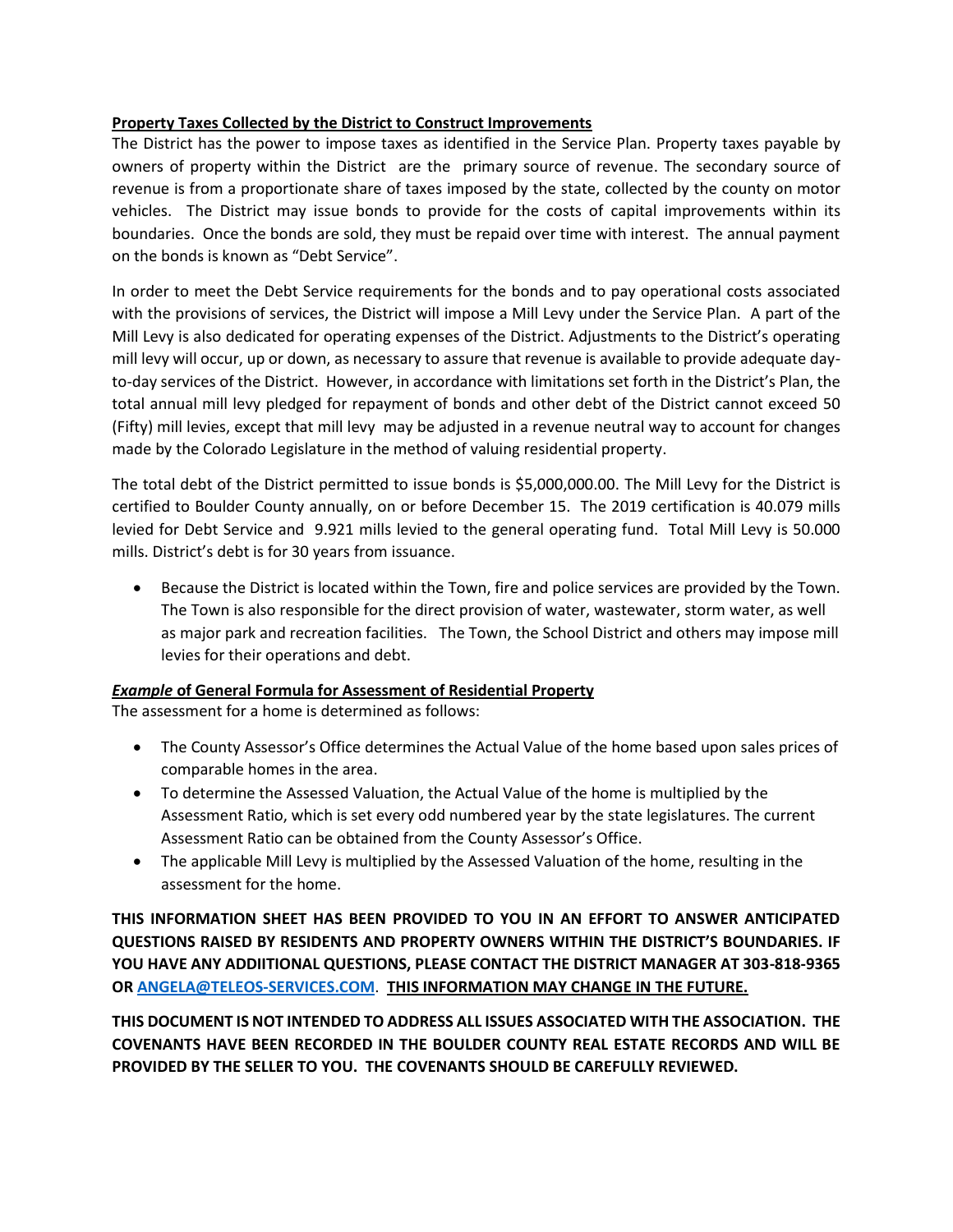**Property Taxes Collected by the District to Construct Improvements**

The District has the power to impose taxes as identified in the Service Plan. Property taxes payable by owners of property within the District are the primary source of revenue. The secondary source of revenue is from a proportionate share of taxes imposed by the state, collected by the county on motor vehicles. The District may issue bonds to provide for the costs of capital improvements within its boundaries. Once the bonds are sold, they must be repaid over time with interest. The annual payment on the bonds is known as "Debt Service".

In order to meet the Debt Service requirements for the bonds and to pay operational costs associated with the provisions of services, the District will impose a Mill Levy under the Service Plan. A part of the Mill Levy is also dedicated for operating expenses of the District. Adjustments to the District's operating mill levy will occur, up or down, as necessary to assure that revenue is available to provide adequate day-to-day services of the District. However, in accordance with limitations set forth in the District's Plan, the total annual mill levy pledged for repayment of bonds and other debt of the District cannot exceed 50 (Fifty) mill levies, except that mill levy may be adjusted in a revenue neutral way to account for changes made by the Colorado Legislature in the method of valuing residential property.

The total debt of the District permitted to issue bonds is $5,000,000.00. The Mill Levy for the District is certified to Boulder County annually, on or before December 15. The 2019 certification is 40.079 mills levied for Debt Service and 9.921 mills levied to the general operating fund. Total Mill Levy is 50.000 mills. District's debt is for 30 years from issuance.

- Because the District is located within the Town, fire and police services are provided by the Town. The Town is also responsible for the direct provision of water, wastewater, storm water, as well as major park and recreation facilities. The Town, the School District and others may impose mill levies for their operations and debt.

***Example*** **of General Formula for Assessment of Residential Property**

The assessment for a home is determined as follows:

- The County Assessor's Office determines the Actual Value of the home based upon sales prices of comparable homes in the area.
- To determine the Assessed Valuation, the Actual Value of the home is multiplied by the Assessment Ratio, which is set every odd numbered year by the state legislatures. The current Assessment Ratio can be obtained from the County Assessor's Office.
- The applicable Mill Levy is multiplied by the Assessed Valuation of the home, resulting in the assessment for the home.

**THIS INFORMATION SHEET HAS BEEN PROVIDED TO YOU IN AN EFFORT TO ANSWER ANTICIPATED QUESTIONS RAISED BY RESIDENTS AND PROPERTY OWNERS WITHIN THE DISTRICT'S BOUNDARIES. IF YOU HAVE ANY ADDIITIONAL QUESTIONS, PLEASE CONTACT THE DISTRICT MANAGER AT 303-818-9365 OR [ANGELA@TELEOS-SERVICES.COM](mailto:ANGELA@TELEOS-SERVICES.COM). THIS INFORMATION MAY CHANGE IN THE FUTURE.**

**THIS DOCUMENT IS NOT INTENDED TO ADDRESS ALL ISSUES ASSOCIATED WITH THE ASSOCIATION. THE COVENANTS HAVE BEEN RECORDED IN THE BOULDER COUNTY REAL ESTATE RECORDS AND WILL BE PROVIDED BY THE SELLER TO YOU. THE COVENANTS SHOULD BE CAREFULLY REVIEWED.**